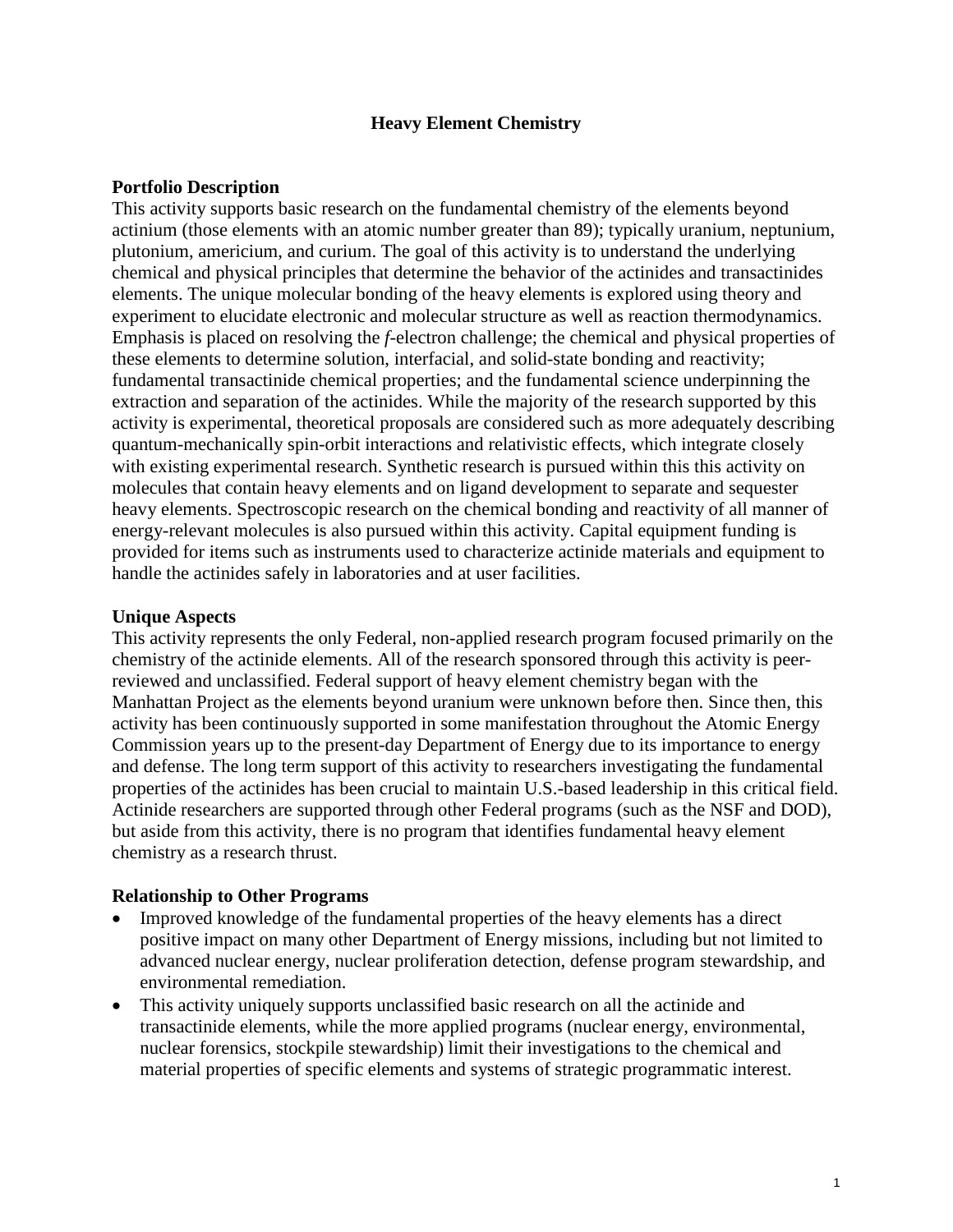# Heavy Element Chemistry

## Portfolio Description

This activity supports basic research on the fundamental chemistry of the elements beyond actinium (those elements with an atomic number greater than 89); typically uranium, neptunium, plutonium, americium, and curium. The goal of this activity is to understand the underlying chemical and physical principles that determine the behavior of the actinides and transactinides elements. The unique molecular bonding of the heavy elements is explored using theory and experiment to elucidate electronic and molecular structure as well as reaction thermodynamics. Emphasis is placed on resolving the *f*-electron challenge; the chemical and physical properties of these elements to determine solution, interfacial, and solid-state bonding and reactivity; fundamental transactinide chemical properties; and the fundamental science underpinning the extraction and separation of the actinides. While the majority of the research supported by this activity is experimental, theoretical proposals are considered such as more adequately describing quantum-mechanically spin-orbit interactions and relativistic effects, which integrate closely with existing experimental research. Synthetic research is pursued within this this activity on molecules that contain heavy elements and on ligand development to separate and sequester heavy elements. Spectroscopic research on the chemical bonding and reactivity of all manner of energy-relevant molecules is also pursued within this activity. Capital equipment funding is provided for items such as instruments used to characterize actinide materials and equipment to handle the actinides safely in laboratories and at user facilities.

## Unique Aspects

This activity represents the only Federal, non-applied research program focused primarily on the chemistry of the actinide elements. All of the research sponsored through this activity is peer-reviewed and unclassified. Federal support of heavy element chemistry began with the Manhattan Project as the elements beyond uranium were unknown before then. Since then, this activity has been continuously supported in some manifestation throughout the Atomic Energy Commission years up to the present-day Department of Energy due to its importance to energy and defense. The long term support of this activity to researchers investigating the fundamental properties of the actinides has been crucial to maintain U.S.-based leadership in this critical field. Actinide researchers are supported through other Federal programs (such as the NSF and DOD), but aside from this activity, there is no program that identifies fundamental heavy element chemistry as a research thrust.

## Relationship to Other Programs

- Improved knowledge of the fundamental properties of the heavy elements has a direct positive impact on many other Department of Energy missions, including but not limited to advanced nuclear energy, nuclear proliferation detection, defense program stewardship, and environmental remediation.
- This activity uniquely supports unclassified basic research on all the actinide and transactinide elements, while the more applied programs (nuclear energy, environmental, nuclear forensics, stockpile stewardship) limit their investigations to the chemical and material properties of specific elements and systems of strategic programmatic interest.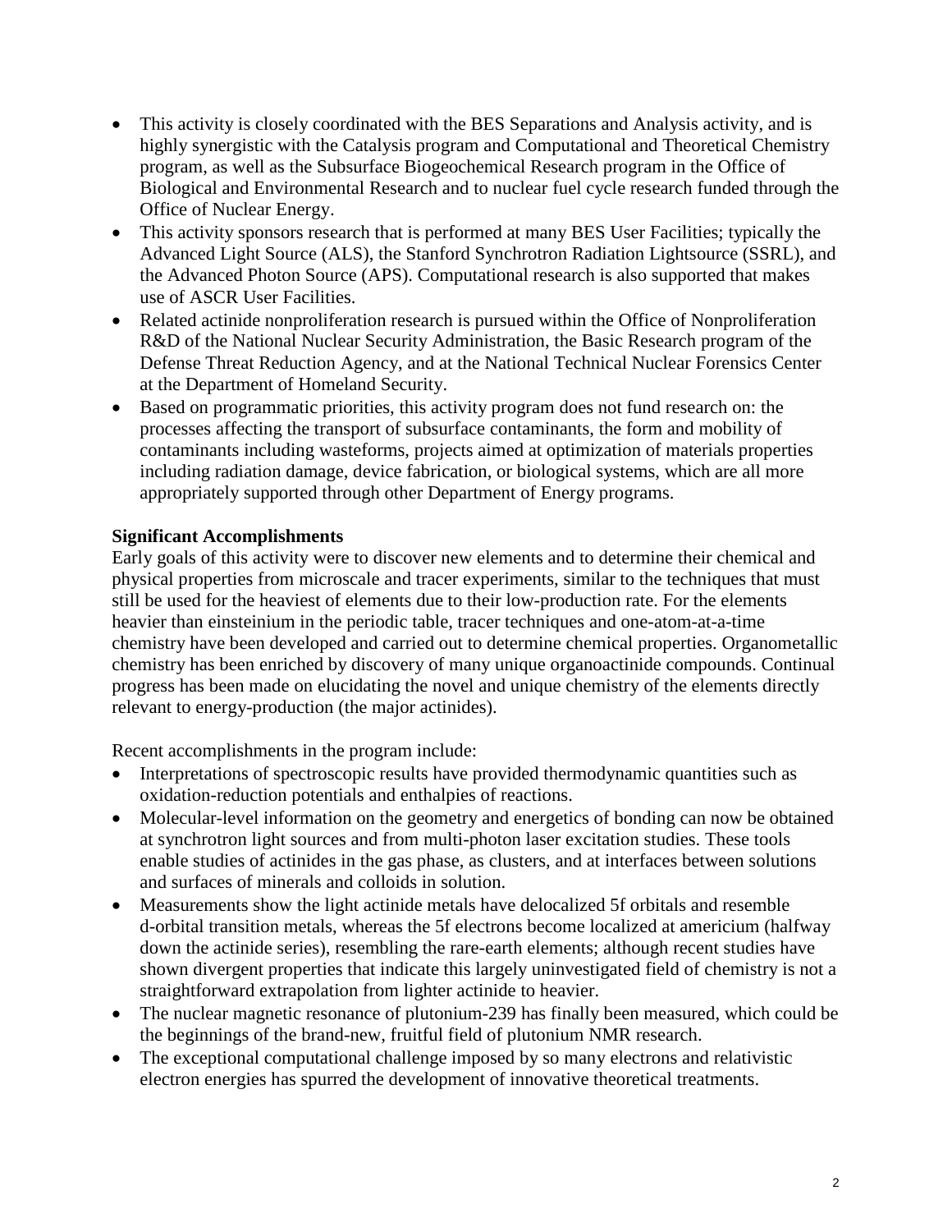- This activity is closely coordinated with the BES Separations and Analysis activity, and is highly synergistic with the Catalysis program and Computational and Theoretical Chemistry program, as well as the Subsurface Biogeochemical Research program in the Office of Biological and Environmental Research and to nuclear fuel cycle research funded through the Office of Nuclear Energy.
- This activity sponsors research that is performed at many BES User Facilities; typically the Advanced Light Source (ALS), the Stanford Synchrotron Radiation Lightsource (SSRL), and the Advanced Photon Source (APS). Computational research is also supported that makes use of ASCR User Facilities.
- Related actinide nonproliferation research is pursued within the Office of Nonproliferation R&D of the National Nuclear Security Administration, the Basic Research program of the Defense Threat Reduction Agency, and at the National Technical Nuclear Forensics Center at the Department of Homeland Security.
- Based on programmatic priorities, this activity program does not fund research on: the processes affecting the transport of subsurface contaminants, the form and mobility of contaminants including wasteforms, projects aimed at optimization of materials properties including radiation damage, device fabrication, or biological systems, which are all more appropriately supported through other Department of Energy programs.

**Significant Accomplishments**

Early goals of this activity were to discover new elements and to determine their chemical and physical properties from microscale and tracer experiments, similar to the techniques that must still be used for the heaviest of elements due to their low-production rate. For the elements heavier than einsteinium in the periodic table, tracer techniques and one-atom-at-a-time chemistry have been developed and carried out to determine chemical properties. Organometallic chemistry has been enriched by discovery of many unique organoactinide compounds. Continual progress has been made on elucidating the novel and unique chemistry of the elements directly relevant to energy-production (the major actinides).

Recent accomplishments in the program include:

- Interpretations of spectroscopic results have provided thermodynamic quantities such as oxidation-reduction potentials and enthalpies of reactions.
- Molecular-level information on the geometry and energetics of bonding can now be obtained at synchrotron light sources and from multi-photon laser excitation studies. These tools enable studies of actinides in the gas phase, as clusters, and at interfaces between solutions and surfaces of minerals and colloids in solution.
- Measurements show the light actinide metals have delocalized 5f orbitals and resemble d-orbital transition metals, whereas the 5f electrons become localized at americium (halfway down the actinide series), resembling the rare-earth elements; although recent studies have shown divergent properties that indicate this largely uninvestigated field of chemistry is not a straightforward extrapolation from lighter actinide to heavier.
- The nuclear magnetic resonance of plutonium-239 has finally been measured, which could be the beginnings of the brand-new, fruitful field of plutonium NMR research.
- The exceptional computational challenge imposed by so many electrons and relativistic electron energies has spurred the development of innovative theoretical treatments.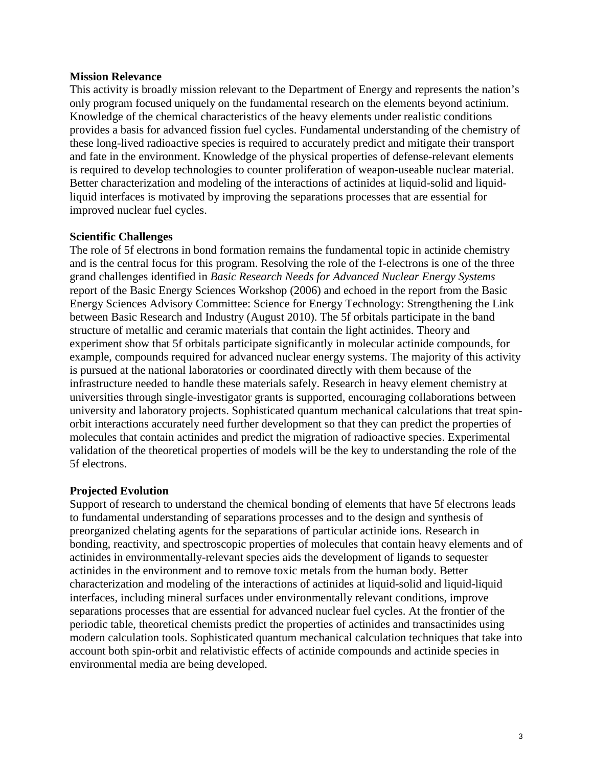**Mission Relevance**

This activity is broadly mission relevant to the Department of Energy and represents the nation's only program focused uniquely on the fundamental research on the elements beyond actinium. Knowledge of the chemical characteristics of the heavy elements under realistic conditions provides a basis for advanced fission fuel cycles. Fundamental understanding of the chemistry of these long-lived radioactive species is required to accurately predict and mitigate their transport and fate in the environment. Knowledge of the physical properties of defense-relevant elements is required to develop technologies to counter proliferation of weapon-useable nuclear material. Better characterization and modeling of the interactions of actinides at liquid-solid and liquid-liquid interfaces is motivated by improving the separations processes that are essential for improved nuclear fuel cycles.

**Scientific Challenges**

The role of 5f electrons in bond formation remains the fundamental topic in actinide chemistry and is the central focus for this program. Resolving the role of the f-electrons is one of the three grand challenges identified in *Basic Research Needs for Advanced Nuclear Energy Systems* report of the Basic Energy Sciences Workshop (2006) and echoed in the report from the Basic Energy Sciences Advisory Committee: Science for Energy Technology: Strengthening the Link between Basic Research and Industry (August 2010). The 5f orbitals participate in the band structure of metallic and ceramic materials that contain the light actinides. Theory and experiment show that 5f orbitals participate significantly in molecular actinide compounds, for example, compounds required for advanced nuclear energy systems. The majority of this activity is pursued at the national laboratories or coordinated directly with them because of the infrastructure needed to handle these materials safely. Research in heavy element chemistry at universities through single-investigator grants is supported, encouraging collaborations between university and laboratory projects. Sophisticated quantum mechanical calculations that treat spin-orbit interactions accurately need further development so that they can predict the properties of molecules that contain actinides and predict the migration of radioactive species. Experimental validation of the theoretical properties of models will be the key to understanding the role of the 5f electrons.

**Projected Evolution**

Support of research to understand the chemical bonding of elements that have 5f electrons leads to fundamental understanding of separations processes and to the design and synthesis of preorganized chelating agents for the separations of particular actinide ions. Research in bonding, reactivity, and spectroscopic properties of molecules that contain heavy elements and of actinides in environmentally-relevant species aids the development of ligands to sequester actinides in the environment and to remove toxic metals from the human body. Better characterization and modeling of the interactions of actinides at liquid-solid and liquid-liquid interfaces, including mineral surfaces under environmentally relevant conditions, improve separations processes that are essential for advanced nuclear fuel cycles. At the frontier of the periodic table, theoretical chemists predict the properties of actinides and transactinides using modern calculation tools. Sophisticated quantum mechanical calculation techniques that take into account both spin-orbit and relativistic effects of actinide compounds and actinide species in environmental media are being developed.